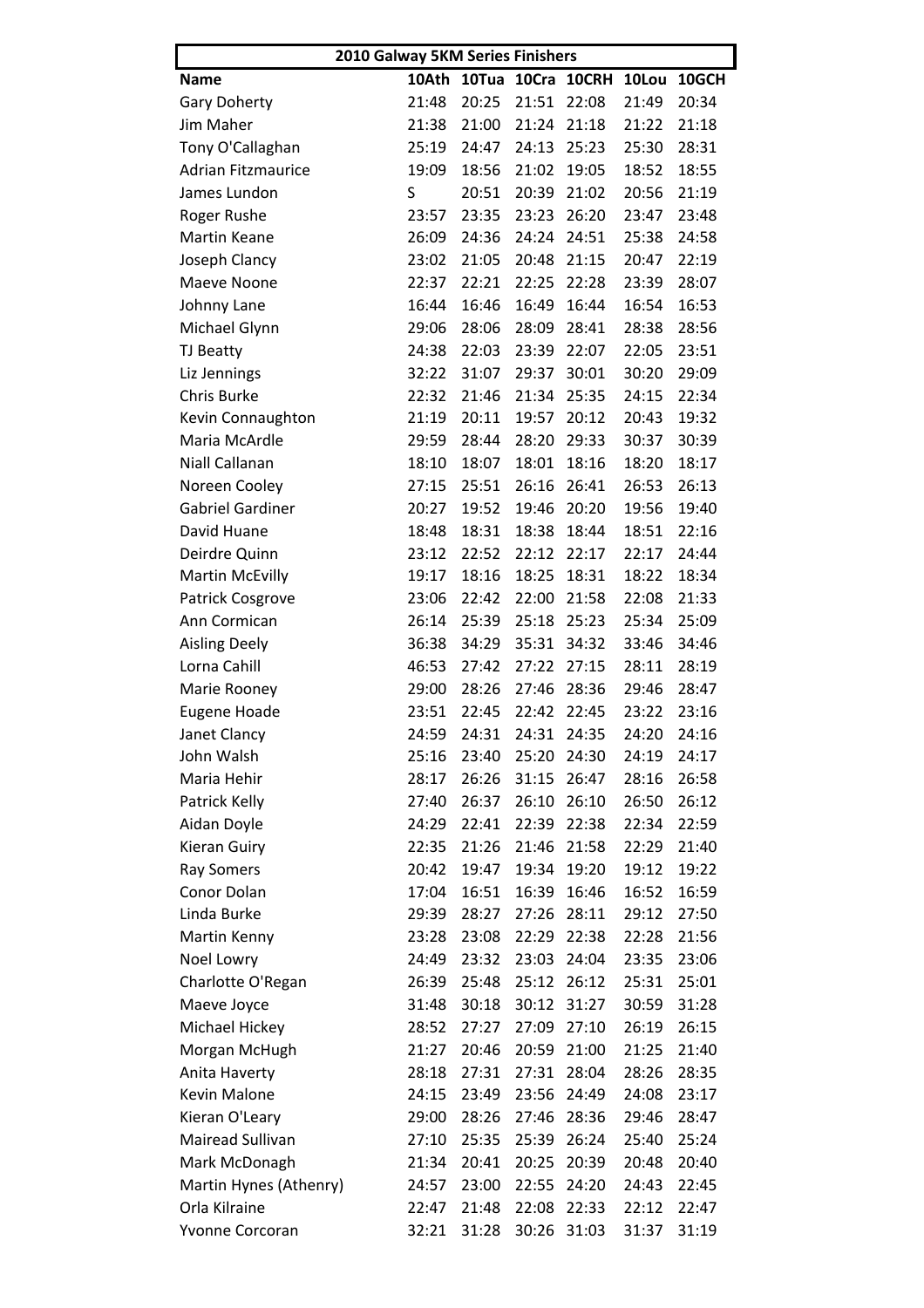| 2010 Galway 5KM Series Finishers | | | | | | |
|---|---|---|---|---|---|---|
| **Name** | **10Ath** | **10Tua** | **10Cra** | **10CRH** | **10Lou** | **10GCH** |
| Gary Doherty | 21:48 | 20:25 | 21:51 | 22:08 | 21:49 | 20:34 |
| Jim Maher | 21:38 | 21:00 | 21:24 | 21:18 | 21:22 | 21:18 |
| Tony O'Callaghan | 25:19 | 24:47 | 24:13 | 25:23 | 25:30 | 28:31 |
| Adrian Fitzmaurice | 19:09 | 18:56 | 21:02 | 19:05 | 18:52 | 18:55 |
| James Lundon | S | 20:51 | 20:39 | 21:02 | 20:56 | 21:19 |
| Roger Rushe | 23:57 | 23:35 | 23:23 | 26:20 | 23:47 | 23:48 |
| Martin Keane | 26:09 | 24:36 | 24:24 | 24:51 | 25:38 | 24:58 |
| Joseph Clancy | 23:02 | 21:05 | 20:48 | 21:15 | 20:47 | 22:19 |
| Maeve Noone | 22:37 | 22:21 | 22:25 | 22:28 | 23:39 | 28:07 |
| Johnny Lane | 16:44 | 16:46 | 16:49 | 16:44 | 16:54 | 16:53 |
| Michael Glynn | 29:06 | 28:06 | 28:09 | 28:41 | 28:38 | 28:56 |
| TJ Beatty | 24:38 | 22:03 | 23:39 | 22:07 | 22:05 | 23:51 |
| Liz Jennings | 32:22 | 31:07 | 29:37 | 30:01 | 30:20 | 29:09 |
| Chris Burke | 22:32 | 21:46 | 21:34 | 25:35 | 24:15 | 22:34 |
| Kevin Connaughton | 21:19 | 20:11 | 19:57 | 20:12 | 20:43 | 19:32 |
| Maria McArdle | 29:59 | 28:44 | 28:20 | 29:33 | 30:37 | 30:39 |
| Niall Callanan | 18:10 | 18:07 | 18:01 | 18:16 | 18:20 | 18:17 |
| Noreen Cooley | 27:15 | 25:51 | 26:16 | 26:41 | 26:53 | 26:13 |
| Gabriel Gardiner | 20:27 | 19:52 | 19:46 | 20:20 | 19:56 | 19:40 |
| David Huane | 18:48 | 18:31 | 18:38 | 18:44 | 18:51 | 22:16 |
| Deirdre Quinn | 23:12 | 22:52 | 22:12 | 22:17 | 22:17 | 24:44 |
| Martin McEvilly | 19:17 | 18:16 | 18:25 | 18:31 | 18:22 | 18:34 |
| Patrick Cosgrove | 23:06 | 22:42 | 22:00 | 21:58 | 22:08 | 21:33 |
| Ann Cormican | 26:14 | 25:39 | 25:18 | 25:23 | 25:34 | 25:09 |
| Aisling Deely | 36:38 | 34:29 | 35:31 | 34:32 | 33:46 | 34:46 |
| Lorna Cahill | 46:53 | 27:42 | 27:22 | 27:15 | 28:11 | 28:19 |
| Marie Rooney | 29:00 | 28:26 | 27:46 | 28:36 | 29:46 | 28:47 |
| Eugene Hoade | 23:51 | 22:45 | 22:42 | 22:45 | 23:22 | 23:16 |
| Janet Clancy | 24:59 | 24:31 | 24:31 | 24:35 | 24:20 | 24:16 |
| John Walsh | 25:16 | 23:40 | 25:20 | 24:30 | 24:19 | 24:17 |
| Maria Hehir | 28:17 | 26:26 | 31:15 | 26:47 | 28:16 | 26:58 |
| Patrick Kelly | 27:40 | 26:37 | 26:10 | 26:10 | 26:50 | 26:12 |
| Aidan Doyle | 24:29 | 22:41 | 22:39 | 22:38 | 22:34 | 22:59 |
| Kieran Guiry | 22:35 | 21:26 | 21:46 | 21:58 | 22:29 | 21:40 |
| Ray Somers | 20:42 | 19:47 | 19:34 | 19:20 | 19:12 | 19:22 |
| Conor Dolan | 17:04 | 16:51 | 16:39 | 16:46 | 16:52 | 16:59 |
| Linda Burke | 29:39 | 28:27 | 27:26 | 28:11 | 29:12 | 27:50 |
| Martin Kenny | 23:28 | 23:08 | 22:29 | 22:38 | 22:28 | 21:56 |
| Noel Lowry | 24:49 | 23:32 | 23:03 | 24:04 | 23:35 | 23:06 |
| Charlotte O'Regan | 26:39 | 25:48 | 25:12 | 26:12 | 25:31 | 25:01 |
| Maeve Joyce | 31:48 | 30:18 | 30:12 | 31:27 | 30:59 | 31:28 |
| Michael Hickey | 28:52 | 27:27 | 27:09 | 27:10 | 26:19 | 26:15 |
| Morgan McHugh | 21:27 | 20:46 | 20:59 | 21:00 | 21:25 | 21:40 |
| Anita Haverty | 28:18 | 27:31 | 27:31 | 28:04 | 28:26 | 28:35 |
| Kevin Malone | 24:15 | 23:49 | 23:56 | 24:49 | 24:08 | 23:17 |
| Kieran O'Leary | 29:00 | 28:26 | 27:46 | 28:36 | 29:46 | 28:47 |
| Mairead Sullivan | 27:10 | 25:35 | 25:39 | 26:24 | 25:40 | 25:24 |
| Mark McDonagh | 21:34 | 20:41 | 20:25 | 20:39 | 20:48 | 20:40 |
| Martin Hynes (Athenry) | 24:57 | 23:00 | 22:55 | 24:20 | 24:43 | 22:45 |
| Orla Kilraine | 22:47 | 21:48 | 22:08 | 22:33 | 22:12 | 22:47 |
| Yvonne Corcoran | 32:21 | 31:28 | 30:26 | 31:03 | 31:37 | 31:19 |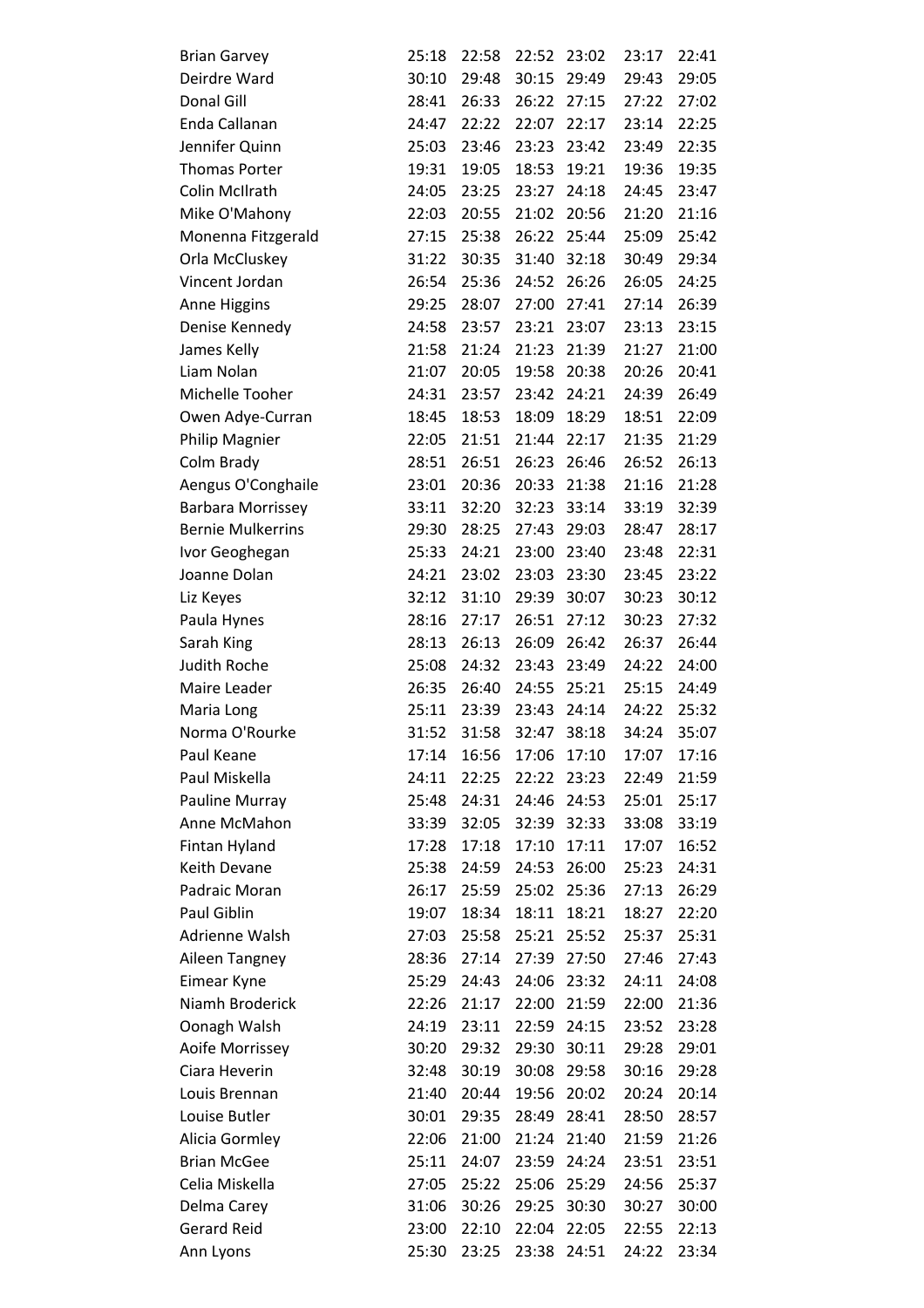| | | | | | | |
|---|---|---|---|---|---|---|
| Brian Garvey | 25:18 | 22:58 | 22:52 | 23:02 | 23:17 | 22:41 |
| Deirdre Ward | 30:10 | 29:48 | 30:15 | 29:49 | 29:43 | 29:05 |
| Donal Gill | 28:41 | 26:33 | 26:22 | 27:15 | 27:22 | 27:02 |
| Enda Callanan | 24:47 | 22:22 | 22:07 | 22:17 | 23:14 | 22:25 |
| Jennifer Quinn | 25:03 | 23:46 | 23:23 | 23:42 | 23:49 | 22:35 |
| Thomas Porter | 19:31 | 19:05 | 18:53 | 19:21 | 19:36 | 19:35 |
| Colin McIlrath | 24:05 | 23:25 | 23:27 | 24:18 | 24:45 | 23:47 |
| Mike O'Mahony | 22:03 | 20:55 | 21:02 | 20:56 | 21:20 | 21:16 |
| Monenna Fitzgerald | 27:15 | 25:38 | 26:22 | 25:44 | 25:09 | 25:42 |
| Orla McCluskey | 31:22 | 30:35 | 31:40 | 32:18 | 30:49 | 29:34 |
| Vincent Jordan | 26:54 | 25:36 | 24:52 | 26:26 | 26:05 | 24:25 |
| Anne Higgins | 29:25 | 28:07 | 27:00 | 27:41 | 27:14 | 26:39 |
| Denise Kennedy | 24:58 | 23:57 | 23:21 | 23:07 | 23:13 | 23:15 |
| James Kelly | 21:58 | 21:24 | 21:23 | 21:39 | 21:27 | 21:00 |
| Liam Nolan | 21:07 | 20:05 | 19:58 | 20:38 | 20:26 | 20:41 |
| Michelle Tooher | 24:31 | 23:57 | 23:42 | 24:21 | 24:39 | 26:49 |
| Owen Adye-Curran | 18:45 | 18:53 | 18:09 | 18:29 | 18:51 | 22:09 |
| Philip Magnier | 22:05 | 21:51 | 21:44 | 22:17 | 21:35 | 21:29 |
| Colm Brady | 28:51 | 26:51 | 26:23 | 26:46 | 26:52 | 26:13 |
| Aengus O'Conghaile | 23:01 | 20:36 | 20:33 | 21:38 | 21:16 | 21:28 |
| Barbara Morrissey | 33:11 | 32:20 | 32:23 | 33:14 | 33:19 | 32:39 |
| Bernie Mulkerrins | 29:30 | 28:25 | 27:43 | 29:03 | 28:47 | 28:17 |
| Ivor Geoghegan | 25:33 | 24:21 | 23:00 | 23:40 | 23:48 | 22:31 |
| Joanne Dolan | 24:21 | 23:02 | 23:03 | 23:30 | 23:45 | 23:22 |
| Liz Keyes | 32:12 | 31:10 | 29:39 | 30:07 | 30:23 | 30:12 |
| Paula Hynes | 28:16 | 27:17 | 26:51 | 27:12 | 30:23 | 27:32 |
| Sarah King | 28:13 | 26:13 | 26:09 | 26:42 | 26:37 | 26:44 |
| Judith Roche | 25:08 | 24:32 | 23:43 | 23:49 | 24:22 | 24:00 |
| Maire Leader | 26:35 | 26:40 | 24:55 | 25:21 | 25:15 | 24:49 |
| Maria Long | 25:11 | 23:39 | 23:43 | 24:14 | 24:22 | 25:32 |
| Norma O'Rourke | 31:52 | 31:58 | 32:47 | 38:18 | 34:24 | 35:07 |
| Paul Keane | 17:14 | 16:56 | 17:06 | 17:10 | 17:07 | 17:16 |
| Paul Miskella | 24:11 | 22:25 | 22:22 | 23:23 | 22:49 | 21:59 |
| Pauline Murray | 25:48 | 24:31 | 24:46 | 24:53 | 25:01 | 25:17 |
| Anne McMahon | 33:39 | 32:05 | 32:39 | 32:33 | 33:08 | 33:19 |
| Fintan Hyland | 17:28 | 17:18 | 17:10 | 17:11 | 17:07 | 16:52 |
| Keith Devane | 25:38 | 24:59 | 24:53 | 26:00 | 25:23 | 24:31 |
| Padraic Moran | 26:17 | 25:59 | 25:02 | 25:36 | 27:13 | 26:29 |
| Paul Giblin | 19:07 | 18:34 | 18:11 | 18:21 | 18:27 | 22:20 |
| Adrienne Walsh | 27:03 | 25:58 | 25:21 | 25:52 | 25:37 | 25:31 |
| Aileen Tangney | 28:36 | 27:14 | 27:39 | 27:50 | 27:46 | 27:43 |
| Eimear Kyne | 25:29 | 24:43 | 24:06 | 23:32 | 24:11 | 24:08 |
| Niamh Broderick | 22:26 | 21:17 | 22:00 | 21:59 | 22:00 | 21:36 |
| Oonagh Walsh | 24:19 | 23:11 | 22:59 | 24:15 | 23:52 | 23:28 |
| Aoife Morrissey | 30:20 | 29:32 | 29:30 | 30:11 | 29:28 | 29:01 |
| Ciara Heverin | 32:48 | 30:19 | 30:08 | 29:58 | 30:16 | 29:28 |
| Louis Brennan | 21:40 | 20:44 | 19:56 | 20:02 | 20:24 | 20:14 |
| Louise Butler | 30:01 | 29:35 | 28:49 | 28:41 | 28:50 | 28:57 |
| Alicia Gormley | 22:06 | 21:00 | 21:24 | 21:40 | 21:59 | 21:26 |
| Brian McGee | 25:11 | 24:07 | 23:59 | 24:24 | 23:51 | 23:51 |
| Celia Miskella | 27:05 | 25:22 | 25:06 | 25:29 | 24:56 | 25:37 |
| Delma Carey | 31:06 | 30:26 | 29:25 | 30:30 | 30:27 | 30:00 |
| Gerard Reid | 23:00 | 22:10 | 22:04 | 22:05 | 22:55 | 22:13 |
| Ann Lyons | 25:30 | 23:25 | 23:38 | 24:51 | 24:22 | 23:34 |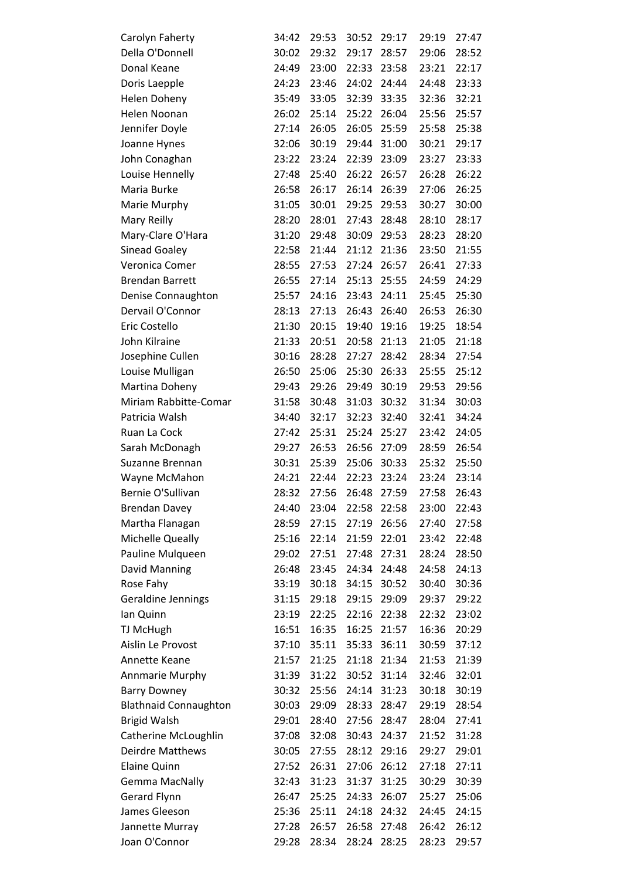| | | | | | | |
|---|---|---|---|---|---|---|
| Carolyn Faherty | 34:42 | 29:53 | 30:52 | 29:17 | 29:19 | 27:47 |
| Della O'Donnell | 30:02 | 29:32 | 29:17 | 28:57 | 29:06 | 28:52 |
| Donal Keane | 24:49 | 23:00 | 22:33 | 23:58 | 23:21 | 22:17 |
| Doris Laepple | 24:23 | 23:46 | 24:02 | 24:44 | 24:48 | 23:33 |
| Helen Doheny | 35:49 | 33:05 | 32:39 | 33:35 | 32:36 | 32:21 |
| Helen Noonan | 26:02 | 25:14 | 25:22 | 26:04 | 25:56 | 25:57 |
| Jennifer Doyle | 27:14 | 26:05 | 26:05 | 25:59 | 25:58 | 25:38 |
| Joanne Hynes | 32:06 | 30:19 | 29:44 | 31:00 | 30:21 | 29:17 |
| John Conaghan | 23:22 | 23:24 | 22:39 | 23:09 | 23:27 | 23:33 |
| Louise Hennelly | 27:48 | 25:40 | 26:22 | 26:57 | 26:28 | 26:22 |
| Maria Burke | 26:58 | 26:17 | 26:14 | 26:39 | 27:06 | 26:25 |
| Marie Murphy | 31:05 | 30:01 | 29:25 | 29:53 | 30:27 | 30:00 |
| Mary Reilly | 28:20 | 28:01 | 27:43 | 28:48 | 28:10 | 28:17 |
| Mary-Clare O'Hara | 31:20 | 29:48 | 30:09 | 29:53 | 28:23 | 28:20 |
| Sinead Goaley | 22:58 | 21:44 | 21:12 | 21:36 | 23:50 | 21:55 |
| Veronica Comer | 28:55 | 27:53 | 27:24 | 26:57 | 26:41 | 27:33 |
| Brendan Barrett | 26:55 | 27:14 | 25:13 | 25:55 | 24:59 | 24:29 |
| Denise Connaughton | 25:57 | 24:16 | 23:43 | 24:11 | 25:45 | 25:30 |
| Dervail O'Connor | 28:13 | 27:13 | 26:43 | 26:40 | 26:53 | 26:30 |
| Eric Costello | 21:30 | 20:15 | 19:40 | 19:16 | 19:25 | 18:54 |
| John Kilraine | 21:33 | 20:51 | 20:58 | 21:13 | 21:05 | 21:18 |
| Josephine Cullen | 30:16 | 28:28 | 27:27 | 28:42 | 28:34 | 27:54 |
| Louise Mulligan | 26:50 | 25:06 | 25:30 | 26:33 | 25:55 | 25:12 |
| Martina Doheny | 29:43 | 29:26 | 29:49 | 30:19 | 29:53 | 29:56 |
| Miriam Rabbitte-Comar | 31:58 | 30:48 | 31:03 | 30:32 | 31:34 | 30:03 |
| Patricia Walsh | 34:40 | 32:17 | 32:23 | 32:40 | 32:41 | 34:24 |
| Ruan La Cock | 27:42 | 25:31 | 25:24 | 25:27 | 23:42 | 24:05 |
| Sarah McDonagh | 29:27 | 26:53 | 26:56 | 27:09 | 28:59 | 26:54 |
| Suzanne Brennan | 30:31 | 25:39 | 25:06 | 30:33 | 25:32 | 25:50 |
| Wayne McMahon | 24:21 | 22:44 | 22:23 | 23:24 | 23:24 | 23:14 |
| Bernie O'Sullivan | 28:32 | 27:56 | 26:48 | 27:59 | 27:58 | 26:43 |
| Brendan Davey | 24:40 | 23:04 | 22:58 | 22:58 | 23:00 | 22:43 |
| Martha Flanagan | 28:59 | 27:15 | 27:19 | 26:56 | 27:40 | 27:58 |
| Michelle Queally | 25:16 | 22:14 | 21:59 | 22:01 | 23:42 | 22:48 |
| Pauline Mulqueen | 29:02 | 27:51 | 27:48 | 27:31 | 28:24 | 28:50 |
| David Manning | 26:48 | 23:45 | 24:34 | 24:48 | 24:58 | 24:13 |
| Rose Fahy | 33:19 | 30:18 | 34:15 | 30:52 | 30:40 | 30:36 |
| Geraldine Jennings | 31:15 | 29:18 | 29:15 | 29:09 | 29:37 | 29:22 |
| Ian Quinn | 23:19 | 22:25 | 22:16 | 22:38 | 22:32 | 23:02 |
| TJ McHugh | 16:51 | 16:35 | 16:25 | 21:57 | 16:36 | 20:29 |
| Aislin Le Provost | 37:10 | 35:11 | 35:33 | 36:11 | 30:59 | 37:12 |
| Annette Keane | 21:57 | 21:25 | 21:18 | 21:34 | 21:53 | 21:39 |
| Annmarie Murphy | 31:39 | 31:22 | 30:52 | 31:14 | 32:46 | 32:01 |
| Barry Downey | 30:32 | 25:56 | 24:14 | 31:23 | 30:18 | 30:19 |
| Blathnaid Connaughton | 30:03 | 29:09 | 28:33 | 28:47 | 29:19 | 28:54 |
| Brigid Walsh | 29:01 | 28:40 | 27:56 | 28:47 | 28:04 | 27:41 |
| Catherine McLoughlin | 37:08 | 32:08 | 30:43 | 24:37 | 21:52 | 31:28 |
| Deirdre Matthews | 30:05 | 27:55 | 28:12 | 29:16 | 29:27 | 29:01 |
| Elaine Quinn | 27:52 | 26:31 | 27:06 | 26:12 | 27:18 | 27:11 |
| Gemma MacNally | 32:43 | 31:23 | 31:37 | 31:25 | 30:29 | 30:39 |
| Gerard Flynn | 26:47 | 25:25 | 24:33 | 26:07 | 25:27 | 25:06 |
| James Gleeson | 25:36 | 25:11 | 24:18 | 24:32 | 24:45 | 24:15 |
| Jannette Murray | 27:28 | 26:57 | 26:58 | 27:48 | 26:42 | 26:12 |
| Joan O'Connor | 29:28 | 28:34 | 28:24 | 28:25 | 28:23 | 29:57 |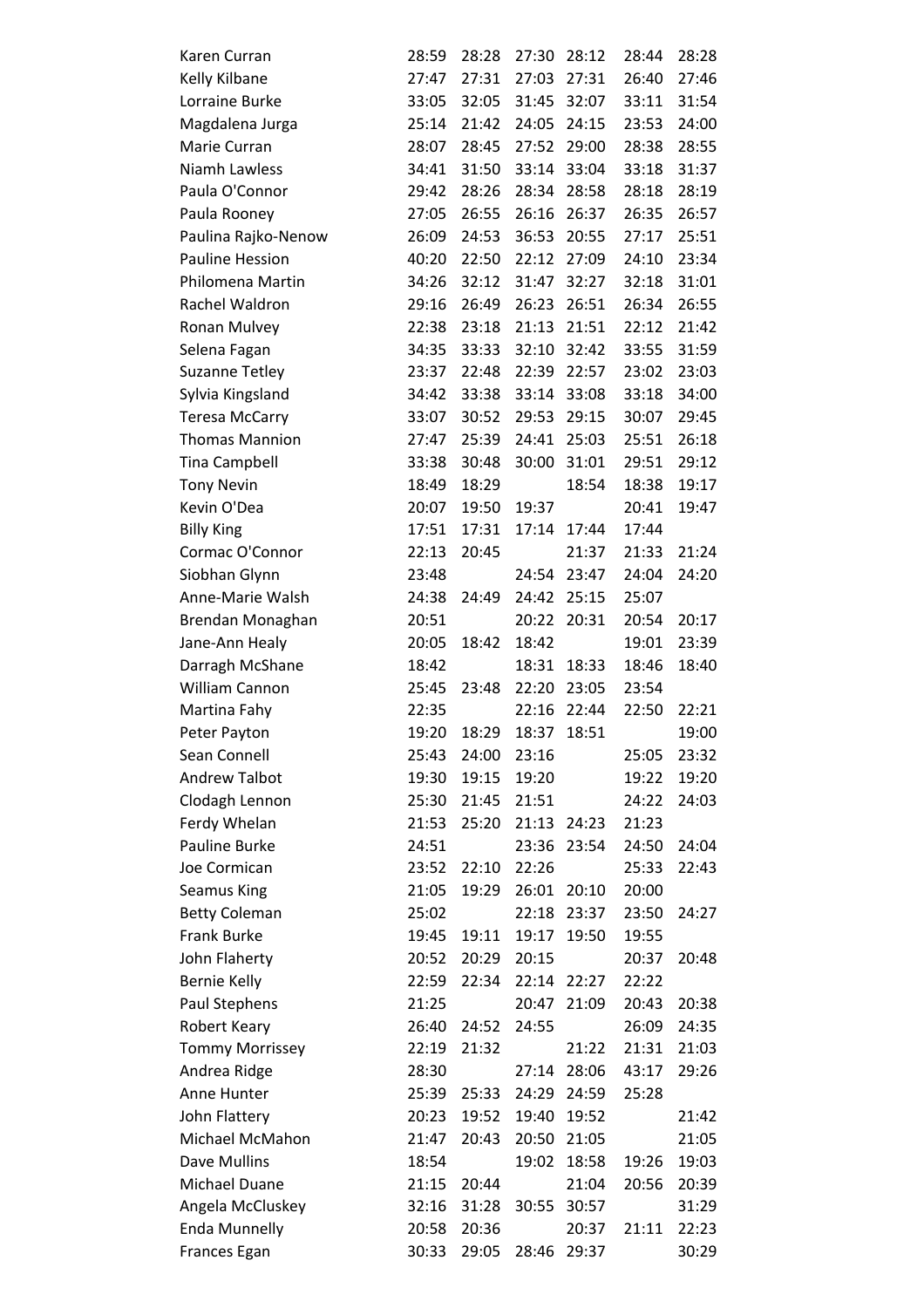| | | | | | | |
|---|---|---|---|---|---|---|
| Karen Curran | 28:59 | 28:28 | 27:30 | 28:12 | 28:44 | 28:28 |
| Kelly Kilbane | 27:47 | 27:31 | 27:03 | 27:31 | 26:40 | 27:46 |
| Lorraine Burke | 33:05 | 32:05 | 31:45 | 32:07 | 33:11 | 31:54 |
| Magdalena Jurga | 25:14 | 21:42 | 24:05 | 24:15 | 23:53 | 24:00 |
| Marie Curran | 28:07 | 28:45 | 27:52 | 29:00 | 28:38 | 28:55 |
| Niamh Lawless | 34:41 | 31:50 | 33:14 | 33:04 | 33:18 | 31:37 |
| Paula O'Connor | 29:42 | 28:26 | 28:34 | 28:58 | 28:18 | 28:19 |
| Paula Rooney | 27:05 | 26:55 | 26:16 | 26:37 | 26:35 | 26:57 |
| Paulina Rajko-Nenow | 26:09 | 24:53 | 36:53 | 20:55 | 27:17 | 25:51 |
| Pauline Hession | 40:20 | 22:50 | 22:12 | 27:09 | 24:10 | 23:34 |
| Philomena Martin | 34:26 | 32:12 | 31:47 | 32:27 | 32:18 | 31:01 |
| Rachel Waldron | 29:16 | 26:49 | 26:23 | 26:51 | 26:34 | 26:55 |
| Ronan Mulvey | 22:38 | 23:18 | 21:13 | 21:51 | 22:12 | 21:42 |
| Selena Fagan | 34:35 | 33:33 | 32:10 | 32:42 | 33:55 | 31:59 |
| Suzanne Tetley | 23:37 | 22:48 | 22:39 | 22:57 | 23:02 | 23:03 |
| Sylvia Kingsland | 34:42 | 33:38 | 33:14 | 33:08 | 33:18 | 34:00 |
| Teresa McCarry | 33:07 | 30:52 | 29:53 | 29:15 | 30:07 | 29:45 |
| Thomas Mannion | 27:47 | 25:39 | 24:41 | 25:03 | 25:51 | 26:18 |
| Tina Campbell | 33:38 | 30:48 | 30:00 | 31:01 | 29:51 | 29:12 |
| Tony Nevin | 18:49 | 18:29 | | 18:54 | 18:38 | 19:17 |
| Kevin O'Dea | 20:07 | 19:50 | 19:37 | | 20:41 | 19:47 |
| Billy King | 17:51 | 17:31 | 17:14 | 17:44 | 17:44 | |
| Cormac O'Connor | 22:13 | 20:45 | | 21:37 | 21:33 | 21:24 |
| Siobhan Glynn | 23:48 | | 24:54 | 23:47 | 24:04 | 24:20 |
| Anne-Marie Walsh | 24:38 | 24:49 | 24:42 | 25:15 | 25:07 | |
| Brendan Monaghan | 20:51 | | 20:22 | 20:31 | 20:54 | 20:17 |
| Jane-Ann Healy | 20:05 | 18:42 | 18:42 | | 19:01 | 23:39 |
| Darragh McShane | 18:42 | | 18:31 | 18:33 | 18:46 | 18:40 |
| William Cannon | 25:45 | 23:48 | 22:20 | 23:05 | 23:54 | |
| Martina Fahy | 22:35 | | 22:16 | 22:44 | 22:50 | 22:21 |
| Peter Payton | 19:20 | 18:29 | 18:37 | 18:51 | | 19:00 |
| Sean Connell | 25:43 | 24:00 | 23:16 | | 25:05 | 23:32 |
| Andrew Talbot | 19:30 | 19:15 | 19:20 | | 19:22 | 19:20 |
| Clodagh Lennon | 25:30 | 21:45 | 21:51 | | 24:22 | 24:03 |
| Ferdy Whelan | 21:53 | 25:20 | 21:13 | 24:23 | 21:23 | |
| Pauline Burke | 24:51 | | 23:36 | 23:54 | 24:50 | 24:04 |
| Joe Cormican | 23:52 | 22:10 | 22:26 | | 25:33 | 22:43 |
| Seamus King | 21:05 | 19:29 | 26:01 | 20:10 | 20:00 | |
| Betty Coleman | 25:02 | | 22:18 | 23:37 | 23:50 | 24:27 |
| Frank Burke | 19:45 | 19:11 | 19:17 | 19:50 | 19:55 | |
| John Flaherty | 20:52 | 20:29 | 20:15 | | 20:37 | 20:48 |
| Bernie Kelly | 22:59 | 22:34 | 22:14 | 22:27 | 22:22 | |
| Paul Stephens | 21:25 | | 20:47 | 21:09 | 20:43 | 20:38 |
| Robert Keary | 26:40 | 24:52 | 24:55 | | 26:09 | 24:35 |
| Tommy Morrissey | 22:19 | 21:32 | | 21:22 | 21:31 | 21:03 |
| Andrea Ridge | 28:30 | | 27:14 | 28:06 | 43:17 | 29:26 |
| Anne Hunter | 25:39 | 25:33 | 24:29 | 24:59 | 25:28 | |
| John Flattery | 20:23 | 19:52 | 19:40 | 19:52 | | 21:42 |
| Michael McMahon | 21:47 | 20:43 | 20:50 | 21:05 | | 21:05 |
| Dave Mullins | 18:54 | | 19:02 | 18:58 | 19:26 | 19:03 |
| Michael Duane | 21:15 | 20:44 | | 21:04 | 20:56 | 20:39 |
| Angela McCluskey | 32:16 | 31:28 | 30:55 | 30:57 | | 31:29 |
| Enda Munnelly | 20:58 | 20:36 | | 20:37 | 21:11 | 22:23 |
| Frances Egan | 30:33 | 29:05 | 28:46 | 29:37 | | 30:29 |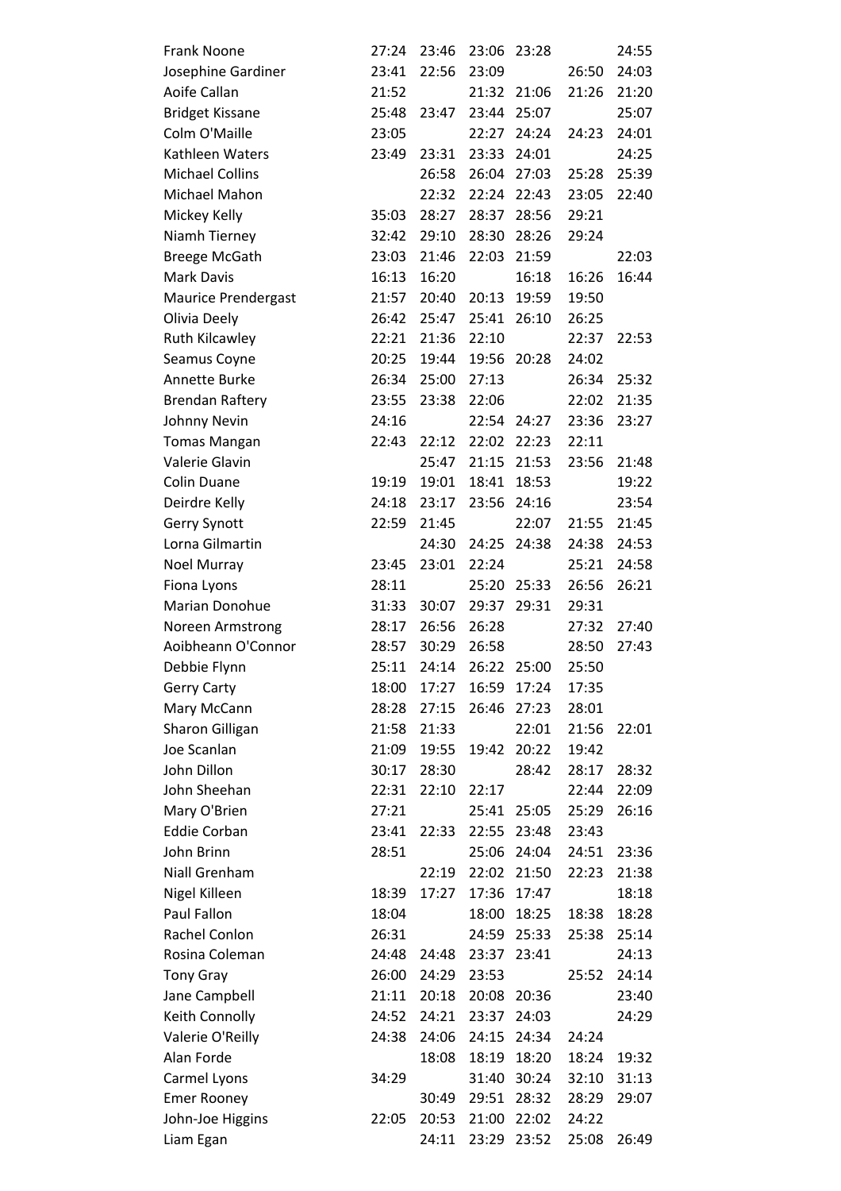| | | | | | | |
|---|---|---|---|---|---|---|
| Frank Noone | 27:24 | 23:46 | 23:06 | 23:28 | | 24:55 |
| Josephine Gardiner | 23:41 | 22:56 | 23:09 | | 26:50 | 24:03 |
| Aoife Callan | 21:52 | | 21:32 | 21:06 | 21:26 | 21:20 |
| Bridget Kissane | 25:48 | 23:47 | 23:44 | 25:07 | | 25:07 |
| Colm O'Maille | 23:05 | | 22:27 | 24:24 | 24:23 | 24:01 |
| Kathleen Waters | 23:49 | 23:31 | 23:33 | 24:01 | | 24:25 |
| Michael Collins | | 26:58 | 26:04 | 27:03 | 25:28 | 25:39 |
| Michael Mahon | | 22:32 | 22:24 | 22:43 | 23:05 | 22:40 |
| Mickey Kelly | 35:03 | 28:27 | 28:37 | 28:56 | 29:21 | |
| Niamh Tierney | 32:42 | 29:10 | 28:30 | 28:26 | 29:24 | |
| Breege McGath | 23:03 | 21:46 | 22:03 | 21:59 | | 22:03 |
| Mark Davis | 16:13 | 16:20 | | 16:18 | 16:26 | 16:44 |
| Maurice Prendergast | 21:57 | 20:40 | 20:13 | 19:59 | 19:50 | |
| Olivia Deely | 26:42 | 25:47 | 25:41 | 26:10 | 26:25 | |
| Ruth Kilcawley | 22:21 | 21:36 | 22:10 | | 22:37 | 22:53 |
| Seamus Coyne | 20:25 | 19:44 | 19:56 | 20:28 | 24:02 | |
| Annette Burke | 26:34 | 25:00 | 27:13 | | 26:34 | 25:32 |
| Brendan Raftery | 23:55 | 23:38 | 22:06 | | 22:02 | 21:35 |
| Johnny Nevin | 24:16 | | 22:54 | 24:27 | 23:36 | 23:27 |
| Tomas Mangan | 22:43 | 22:12 | 22:02 | 22:23 | 22:11 | |
| Valerie Glavin | | 25:47 | 21:15 | 21:53 | 23:56 | 21:48 |
| Colin Duane | 19:19 | 19:01 | 18:41 | 18:53 | | 19:22 |
| Deirdre Kelly | 24:18 | 23:17 | 23:56 | 24:16 | | 23:54 |
| Gerry Synott | 22:59 | 21:45 | | 22:07 | 21:55 | 21:45 |
| Lorna Gilmartin | | 24:30 | 24:25 | 24:38 | 24:38 | 24:53 |
| Noel Murray | 23:45 | 23:01 | 22:24 | | 25:21 | 24:58 |
| Fiona Lyons | 28:11 | | 25:20 | 25:33 | 26:56 | 26:21 |
| Marian Donohue | 31:33 | 30:07 | 29:37 | 29:31 | 29:31 | |
| Noreen Armstrong | 28:17 | 26:56 | 26:28 | | 27:32 | 27:40 |
| Aoibheann O'Connor | 28:57 | 30:29 | 26:58 | | 28:50 | 27:43 |
| Debbie Flynn | 25:11 | 24:14 | 26:22 | 25:00 | 25:50 | |
| Gerry Carty | 18:00 | 17:27 | 16:59 | 17:24 | 17:35 | |
| Mary McCann | 28:28 | 27:15 | 26:46 | 27:23 | 28:01 | |
| Sharon Gilligan | 21:58 | 21:33 | | 22:01 | 21:56 | 22:01 |
| Joe Scanlan | 21:09 | 19:55 | 19:42 | 20:22 | 19:42 | |
| John Dillon | 30:17 | 28:30 | | 28:42 | 28:17 | 28:32 |
| John Sheehan | 22:31 | 22:10 | 22:17 | | 22:44 | 22:09 |
| Mary O'Brien | 27:21 | | 25:41 | 25:05 | 25:29 | 26:16 |
| Eddie Corban | 23:41 | 22:33 | 22:55 | 23:48 | 23:43 | |
| John Brinn | 28:51 | | 25:06 | 24:04 | 24:51 | 23:36 |
| Niall Grenham | | 22:19 | 22:02 | 21:50 | 22:23 | 21:38 |
| Nigel Killeen | 18:39 | 17:27 | 17:36 | 17:47 | | 18:18 |
| Paul Fallon | 18:04 | | 18:00 | 18:25 | 18:38 | 18:28 |
| Rachel Conlon | 26:31 | | 24:59 | 25:33 | 25:38 | 25:14 |
| Rosina Coleman | 24:48 | 24:48 | 23:37 | 23:41 | | 24:13 |
| Tony Gray | 26:00 | 24:29 | 23:53 | | 25:52 | 24:14 |
| Jane Campbell | 21:11 | 20:18 | 20:08 | 20:36 | | 23:40 |
| Keith Connolly | 24:52 | 24:21 | 23:37 | 24:03 | | 24:29 |
| Valerie O'Reilly | 24:38 | 24:06 | 24:15 | 24:34 | 24:24 | |
| Alan Forde | | 18:08 | 18:19 | 18:20 | 18:24 | 19:32 |
| Carmel Lyons | 34:29 | | 31:40 | 30:24 | 32:10 | 31:13 |
| Emer Rooney | | 30:49 | 29:51 | 28:32 | 28:29 | 29:07 |
| John-Joe Higgins | 22:05 | 20:53 | 21:00 | 22:02 | 24:22 | |
| Liam Egan | | 24:11 | 23:29 | 23:52 | 25:08 | 26:49 |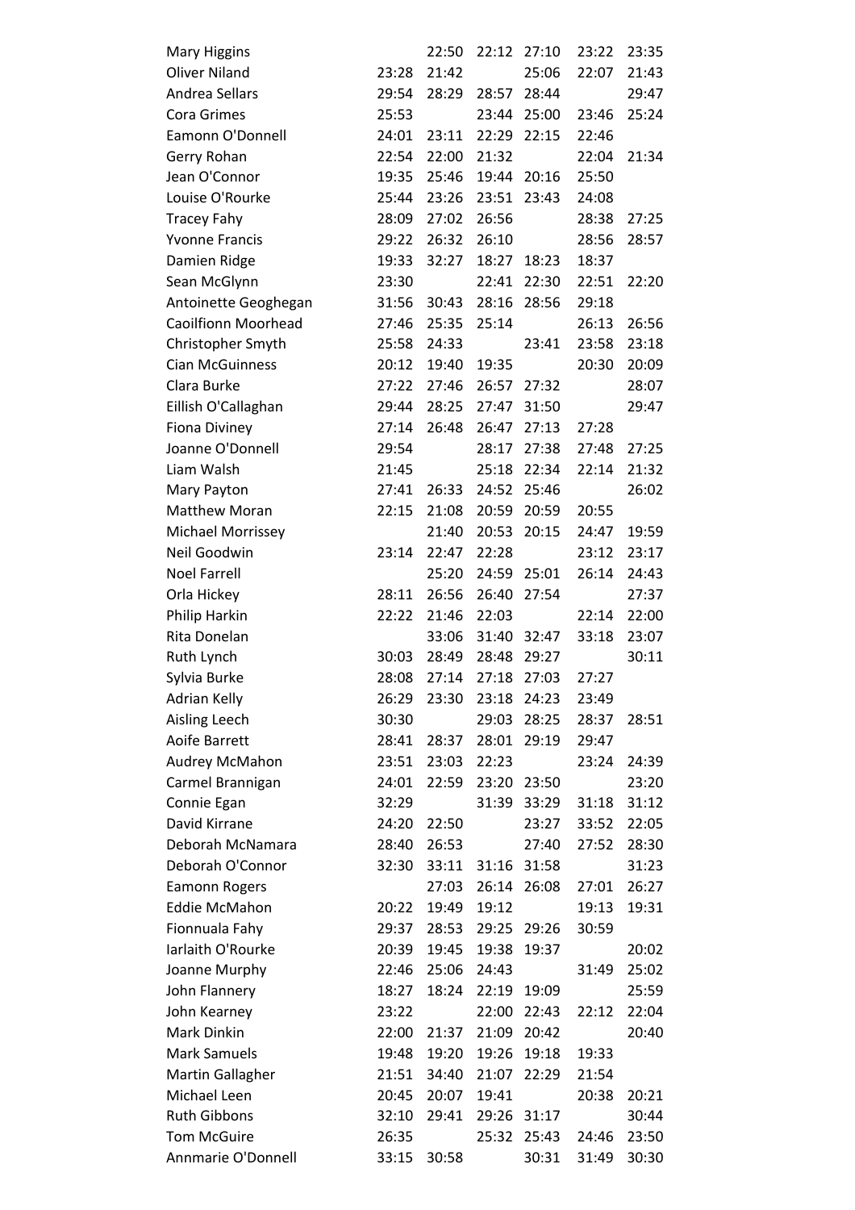| | | | | | | |
|---|---|---|---|---|---|---|
| Mary Higgins | | 22:50 | 22:12 | 27:10 | 23:22 | 23:35 |
| Oliver Niland | 23:28 | 21:42 | | 25:06 | 22:07 | 21:43 |
| Andrea Sellars | 29:54 | 28:29 | 28:57 | 28:44 | | 29:47 |
| Cora Grimes | 25:53 | | 23:44 | 25:00 | 23:46 | 25:24 |
| Eamonn O'Donnell | 24:01 | 23:11 | 22:29 | 22:15 | 22:46 | |
| Gerry Rohan | 22:54 | 22:00 | 21:32 | | 22:04 | 21:34 |
| Jean O'Connor | 19:35 | 25:46 | 19:44 | 20:16 | 25:50 | |
| Louise O'Rourke | 25:44 | 23:26 | 23:51 | 23:43 | 24:08 | |
| Tracey Fahy | 28:09 | 27:02 | 26:56 | | 28:38 | 27:25 |
| Yvonne Francis | 29:22 | 26:32 | 26:10 | | 28:56 | 28:57 |
| Damien Ridge | 19:33 | 32:27 | 18:27 | 18:23 | 18:37 | |
| Sean McGlynn | 23:30 | | 22:41 | 22:30 | 22:51 | 22:20 |
| Antoinette Geoghegan | 31:56 | 30:43 | 28:16 | 28:56 | 29:18 | |
| Caoilfionn Moorhead | 27:46 | 25:35 | 25:14 | | 26:13 | 26:56 |
| Christopher Smyth | 25:58 | 24:33 | | 23:41 | 23:58 | 23:18 |
| Cian McGuinness | 20:12 | 19:40 | 19:35 | | 20:30 | 20:09 |
| Clara Burke | 27:22 | 27:46 | 26:57 | 27:32 | | 28:07 |
| Eillish O'Callaghan | 29:44 | 28:25 | 27:47 | 31:50 | | 29:47 |
| Fiona Diviney | 27:14 | 26:48 | 26:47 | 27:13 | 27:28 | |
| Joanne O'Donnell | 29:54 | | 28:17 | 27:38 | 27:48 | 27:25 |
| Liam Walsh | 21:45 | | 25:18 | 22:34 | 22:14 | 21:32 |
| Mary Payton | 27:41 | 26:33 | 24:52 | 25:46 | | 26:02 |
| Matthew Moran | 22:15 | 21:08 | 20:59 | 20:59 | 20:55 | |
| Michael Morrissey | | 21:40 | 20:53 | 20:15 | 24:47 | 19:59 |
| Neil Goodwin | 23:14 | 22:47 | 22:28 | | 23:12 | 23:17 |
| Noel Farrell | | 25:20 | 24:59 | 25:01 | 26:14 | 24:43 |
| Orla Hickey | 28:11 | 26:56 | 26:40 | 27:54 | | 27:37 |
| Philip Harkin | 22:22 | 21:46 | 22:03 | | 22:14 | 22:00 |
| Rita Donelan | | 33:06 | 31:40 | 32:47 | 33:18 | 23:07 |
| Ruth Lynch | 30:03 | 28:49 | 28:48 | 29:27 | | 30:11 |
| Sylvia Burke | 28:08 | 27:14 | 27:18 | 27:03 | 27:27 | |
| Adrian Kelly | 26:29 | 23:30 | 23:18 | 24:23 | 23:49 | |
| Aisling Leech | 30:30 | | 29:03 | 28:25 | 28:37 | 28:51 |
| Aoife Barrett | 28:41 | 28:37 | 28:01 | 29:19 | 29:47 | |
| Audrey McMahon | 23:51 | 23:03 | 22:23 | | 23:24 | 24:39 |
| Carmel Brannigan | 24:01 | 22:59 | 23:20 | 23:50 | | 23:20 |
| Connie Egan | 32:29 | | 31:39 | 33:29 | 31:18 | 31:12 |
| David Kirrane | 24:20 | 22:50 | | 23:27 | 33:52 | 22:05 |
| Deborah McNamara | 28:40 | 26:53 | | 27:40 | 27:52 | 28:30 |
| Deborah O'Connor | 32:30 | 33:11 | 31:16 | 31:58 | | 31:23 |
| Eamonn Rogers | | 27:03 | 26:14 | 26:08 | 27:01 | 26:27 |
| Eddie McMahon | 20:22 | 19:49 | 19:12 | | 19:13 | 19:31 |
| Fionnuala Fahy | 29:37 | 28:53 | 29:25 | 29:26 | 30:59 | |
| Iarlaith O'Rourke | 20:39 | 19:45 | 19:38 | 19:37 | | 20:02 |
| Joanne Murphy | 22:46 | 25:06 | 24:43 | | 31:49 | 25:02 |
| John Flannery | 18:27 | 18:24 | 22:19 | 19:09 | | 25:59 |
| John Kearney | 23:22 | | 22:00 | 22:43 | 22:12 | 22:04 |
| Mark Dinkin | 22:00 | 21:37 | 21:09 | 20:42 | | 20:40 |
| Mark Samuels | 19:48 | 19:20 | 19:26 | 19:18 | 19:33 | |
| Martin Gallagher | 21:51 | 34:40 | 21:07 | 22:29 | 21:54 | |
| Michael Leen | 20:45 | 20:07 | 19:41 | | 20:38 | 20:21 |
| Ruth Gibbons | 32:10 | 29:41 | 29:26 | 31:17 | | 30:44 |
| Tom McGuire | 26:35 | | 25:32 | 25:43 | 24:46 | 23:50 |
| Annmarie O'Donnell | 33:15 | 30:58 | | 30:31 | 31:49 | 30:30 |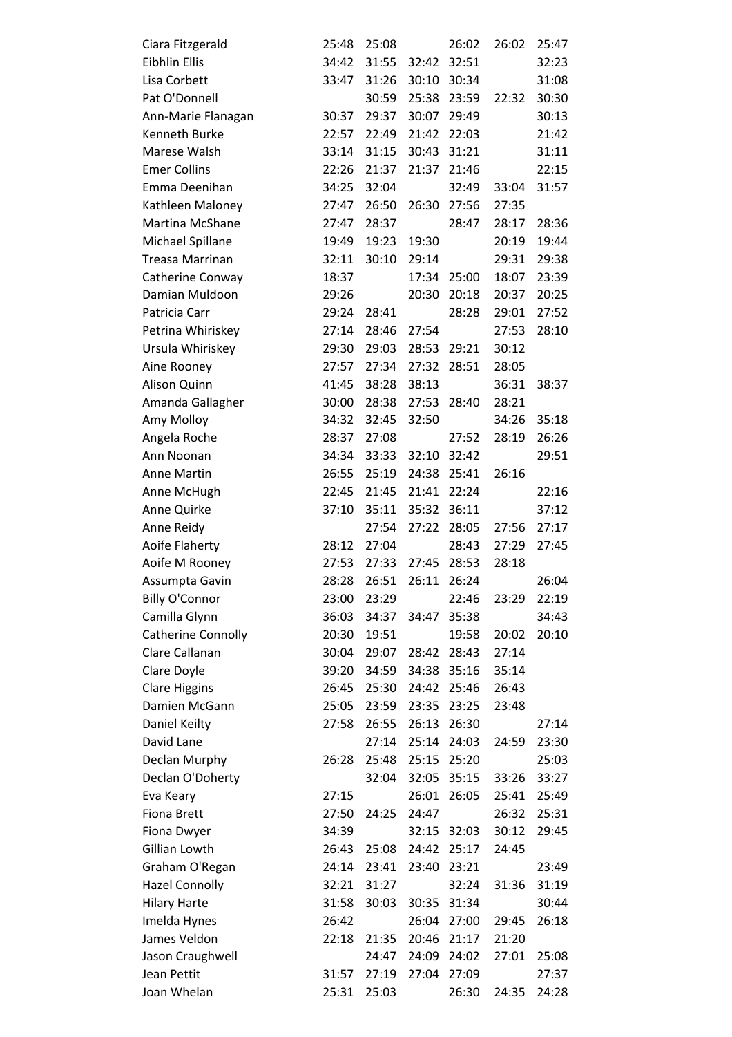| | | | | | | |
|---|---|---|---|---|---|---|
| Ciara Fitzgerald | 25:48 | 25:08 | | 26:02 | 26:02 | 25:47 |
| Eibhlin Ellis | 34:42 | 31:55 | 32:42 | 32:51 | | 32:23 |
| Lisa Corbett | 33:47 | 31:26 | 30:10 | 30:34 | | 31:08 |
| Pat O'Donnell | | 30:59 | 25:38 | 23:59 | 22:32 | 30:30 |
| Ann-Marie Flanagan | 30:37 | 29:37 | 30:07 | 29:49 | | 30:13 |
| Kenneth Burke | 22:57 | 22:49 | 21:42 | 22:03 | | 21:42 |
| Marese Walsh | 33:14 | 31:15 | 30:43 | 31:21 | | 31:11 |
| Emer Collins | 22:26 | 21:37 | 21:37 | 21:46 | | 22:15 |
| Emma Deenihan | 34:25 | 32:04 | | 32:49 | 33:04 | 31:57 |
| Kathleen Maloney | 27:47 | 26:50 | 26:30 | 27:56 | 27:35 | |
| Martina McShane | 27:47 | 28:37 | | 28:47 | 28:17 | 28:36 |
| Michael Spillane | 19:49 | 19:23 | 19:30 | | 20:19 | 19:44 |
| Treasa Marrinan | 32:11 | 30:10 | 29:14 | | 29:31 | 29:38 |
| Catherine Conway | 18:37 | | 17:34 | 25:00 | 18:07 | 23:39 |
| Damian Muldoon | 29:26 | | 20:30 | 20:18 | 20:37 | 20:25 |
| Patricia Carr | 29:24 | 28:41 | | 28:28 | 29:01 | 27:52 |
| Petrina Whiriskey | 27:14 | 28:46 | 27:54 | | 27:53 | 28:10 |
| Ursula Whiriskey | 29:30 | 29:03 | 28:53 | 29:21 | 30:12 | |
| Aine Rooney | 27:57 | 27:34 | 27:32 | 28:51 | 28:05 | |
| Alison Quinn | 41:45 | 38:28 | 38:13 | | 36:31 | 38:37 |
| Amanda Gallagher | 30:00 | 28:38 | 27:53 | 28:40 | 28:21 | |
| Amy Molloy | 34:32 | 32:45 | 32:50 | | 34:26 | 35:18 |
| Angela Roche | 28:37 | 27:08 | | 27:52 | 28:19 | 26:26 |
| Ann Noonan | 34:34 | 33:33 | 32:10 | 32:42 | | 29:51 |
| Anne Martin | 26:55 | 25:19 | 24:38 | 25:41 | 26:16 | |
| Anne McHugh | 22:45 | 21:45 | 21:41 | 22:24 | | 22:16 |
| Anne Quirke | 37:10 | 35:11 | 35:32 | 36:11 | | 37:12 |
| Anne Reidy | | 27:54 | 27:22 | 28:05 | 27:56 | 27:17 |
| Aoife Flaherty | 28:12 | 27:04 | | 28:43 | 27:29 | 27:45 |
| Aoife M Rooney | 27:53 | 27:33 | 27:45 | 28:53 | 28:18 | |
| Assumpta Gavin | 28:28 | 26:51 | 26:11 | 26:24 | | 26:04 |
| Billy O'Connor | 23:00 | 23:29 | | 22:46 | 23:29 | 22:19 |
| Camilla Glynn | 36:03 | 34:37 | 34:47 | 35:38 | | 34:43 |
| Catherine Connolly | 20:30 | 19:51 | | 19:58 | 20:02 | 20:10 |
| Clare Callanan | 30:04 | 29:07 | 28:42 | 28:43 | 27:14 | |
| Clare Doyle | 39:20 | 34:59 | 34:38 | 35:16 | 35:14 | |
| Clare Higgins | 26:45 | 25:30 | 24:42 | 25:46 | 26:43 | |
| Damien McGann | 25:05 | 23:59 | 23:35 | 23:25 | 23:48 | |
| Daniel Keilty | 27:58 | 26:55 | 26:13 | 26:30 | | 27:14 |
| David Lane | | 27:14 | 25:14 | 24:03 | 24:59 | 23:30 |
| Declan Murphy | 26:28 | 25:48 | 25:15 | 25:20 | | 25:03 |
| Declan O'Doherty | | 32:04 | 32:05 | 35:15 | 33:26 | 33:27 |
| Eva Keary | 27:15 | | 26:01 | 26:05 | 25:41 | 25:49 |
| Fiona Brett | 27:50 | 24:25 | 24:47 | | 26:32 | 25:31 |
| Fiona Dwyer | 34:39 | | 32:15 | 32:03 | 30:12 | 29:45 |
| Gillian Lowth | 26:43 | 25:08 | 24:42 | 25:17 | 24:45 | |
| Graham O'Regan | 24:14 | 23:41 | 23:40 | 23:21 | | 23:49 |
| Hazel Connolly | 32:21 | 31:27 | | 32:24 | 31:36 | 31:19 |
| Hilary Harte | 31:58 | 30:03 | 30:35 | 31:34 | | 30:44 |
| Imelda Hynes | 26:42 | | 26:04 | 27:00 | 29:45 | 26:18 |
| James Veldon | 22:18 | 21:35 | 20:46 | 21:17 | 21:20 | |
| Jason Craughwell | | 24:47 | 24:09 | 24:02 | 27:01 | 25:08 |
| Jean Pettit | 31:57 | 27:19 | 27:04 | 27:09 | | 27:37 |
| Joan Whelan | 25:31 | 25:03 | | 26:30 | 24:35 | 24:28 |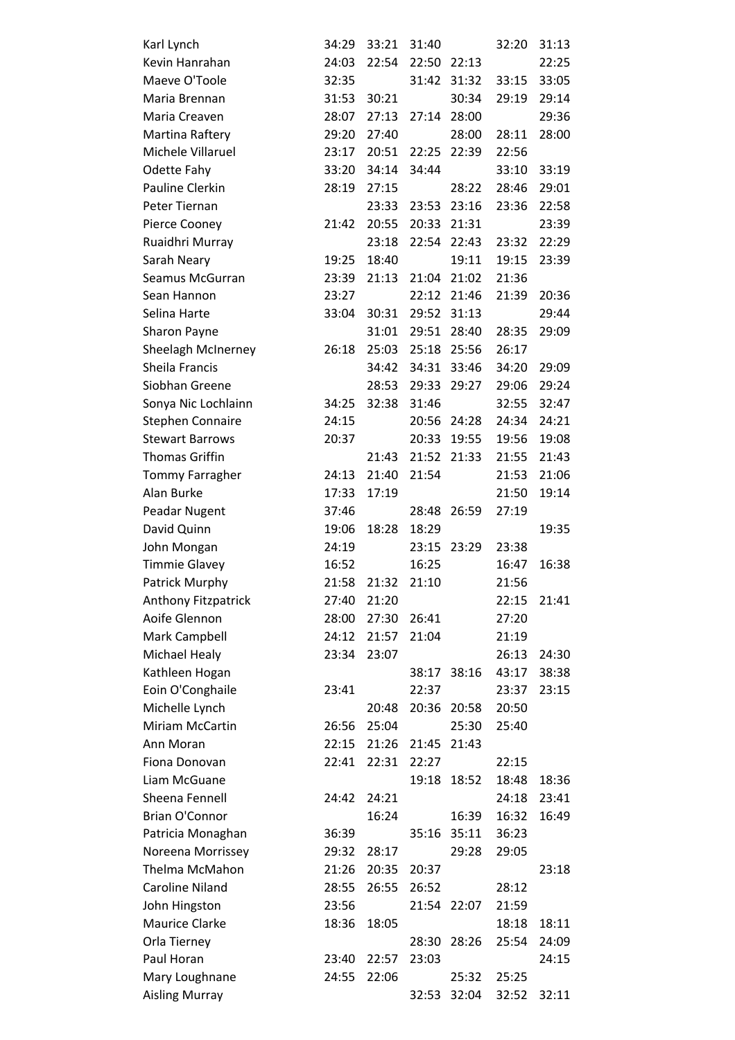| | | | | | | |
|---|---|---|---|---|---|---|
| Karl Lynch | 34:29 | 33:21 | 31:40 | | 32:20 | 31:13 |
| Kevin Hanrahan | 24:03 | 22:54 | 22:50 | 22:13 | | 22:25 |
| Maeve O'Toole | 32:35 | | 31:42 | 31:32 | 33:15 | 33:05 |
| Maria Brennan | 31:53 | 30:21 | | 30:34 | 29:19 | 29:14 |
| Maria Creaven | 28:07 | 27:13 | 27:14 | 28:00 | | 29:36 |
| Martina Raftery | 29:20 | 27:40 | | 28:00 | 28:11 | 28:00 |
| Michele Villaruel | 23:17 | 20:51 | 22:25 | 22:39 | 22:56 | |
| Odette Fahy | 33:20 | 34:14 | 34:44 | | 33:10 | 33:19 |
| Pauline Clerkin | 28:19 | 27:15 | | 28:22 | 28:46 | 29:01 |
| Peter Tiernan | | 23:33 | 23:53 | 23:16 | 23:36 | 22:58 |
| Pierce Cooney | 21:42 | 20:55 | 20:33 | 21:31 | | 23:39 |
| Ruaidhri Murray | | 23:18 | 22:54 | 22:43 | 23:32 | 22:29 |
| Sarah Neary | 19:25 | 18:40 | | 19:11 | 19:15 | 23:39 |
| Seamus McGurran | 23:39 | 21:13 | 21:04 | 21:02 | 21:36 | |
| Sean Hannon | 23:27 | | 22:12 | 21:46 | 21:39 | 20:36 |
| Selina Harte | 33:04 | 30:31 | 29:52 | 31:13 | | 29:44 |
| Sharon Payne | | 31:01 | 29:51 | 28:40 | 28:35 | 29:09 |
| Sheelagh McInerney | 26:18 | 25:03 | 25:18 | 25:56 | 26:17 | |
| Sheila Francis | | 34:42 | 34:31 | 33:46 | 34:20 | 29:09 |
| Siobhan Greene | | 28:53 | 29:33 | 29:27 | 29:06 | 29:24 |
| Sonya Nic Lochlainn | 34:25 | 32:38 | 31:46 | | 32:55 | 32:47 |
| Stephen Connaire | 24:15 | | 20:56 | 24:28 | 24:34 | 24:21 |
| Stewart Barrows | 20:37 | | 20:33 | 19:55 | 19:56 | 19:08 |
| Thomas Griffin | | 21:43 | 21:52 | 21:33 | 21:55 | 21:43 |
| Tommy Farragher | 24:13 | 21:40 | 21:54 | | 21:53 | 21:06 |
| Alan Burke | 17:33 | 17:19 | | | 21:50 | 19:14 |
| Peadar Nugent | 37:46 | | 28:48 | 26:59 | 27:19 | |
| David Quinn | 19:06 | 18:28 | 18:29 | | | 19:35 |
| John Mongan | 24:19 | | 23:15 | 23:29 | 23:38 | |
| Timmie Glavey | 16:52 | | 16:25 | | 16:47 | 16:38 |
| Patrick Murphy | 21:58 | 21:32 | 21:10 | | 21:56 | |
| Anthony Fitzpatrick | 27:40 | 21:20 | | | 22:15 | 21:41 |
| Aoife Glennon | 28:00 | 27:30 | 26:41 | | 27:20 | |
| Mark Campbell | 24:12 | 21:57 | 21:04 | | 21:19 | |
| Michael Healy | 23:34 | 23:07 | | | 26:13 | 24:30 |
| Kathleen Hogan | | | 38:17 | 38:16 | 43:17 | 38:38 |
| Eoin O'Conghaile | 23:41 | | 22:37 | | 23:37 | 23:15 |
| Michelle Lynch | | 20:48 | 20:36 | 20:58 | 20:50 | |
| Miriam McCartin | 26:56 | 25:04 | | 25:30 | 25:40 | |
| Ann Moran | 22:15 | 21:26 | 21:45 | 21:43 | | |
| Fiona Donovan | 22:41 | 22:31 | 22:27 | | 22:15 | |
| Liam McGuane | | | 19:18 | 18:52 | 18:48 | 18:36 |
| Sheena Fennell | 24:42 | 24:21 | | | 24:18 | 23:41 |
| Brian O'Connor | | 16:24 | | 16:39 | 16:32 | 16:49 |
| Patricia Monaghan | 36:39 | | 35:16 | 35:11 | 36:23 | |
| Noreena Morrissey | 29:32 | 28:17 | | 29:28 | 29:05 | |
| Thelma McMahon | 21:26 | 20:35 | 20:37 | | | 23:18 |
| Caroline Niland | 28:55 | 26:55 | 26:52 | | 28:12 | |
| John Hingston | 23:56 | | 21:54 | 22:07 | 21:59 | |
| Maurice Clarke | 18:36 | 18:05 | | | 18:18 | 18:11 |
| Orla Tierney | | | 28:30 | 28:26 | 25:54 | 24:09 |
| Paul Horan | 23:40 | 22:57 | 23:03 | | | 24:15 |
| Mary Loughnane | 24:55 | 22:06 | | 25:32 | 25:25 | |
| Aisling Murray | | | 32:53 | 32:04 | 32:52 | 32:11 |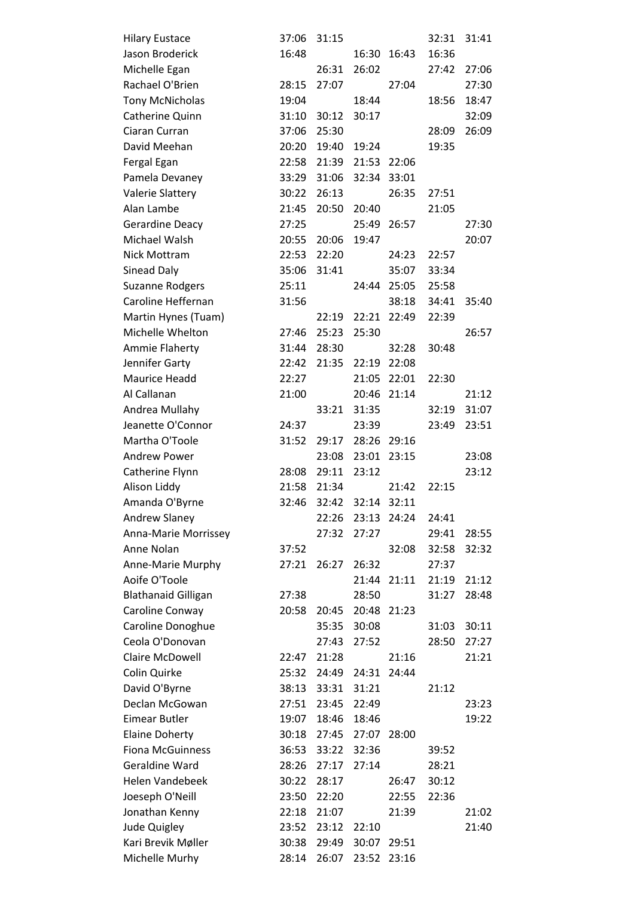| | | | | | | |
|---|---|---|---|---|---|---|
| Hilary Eustace | 37:06 | 31:15 | | | 32:31 | 31:41 |
| Jason Broderick | 16:48 | | 16:30 | 16:43 | 16:36 | |
| Michelle Egan | | 26:31 | 26:02 | | 27:42 | 27:06 |
| Rachael O'Brien | 28:15 | 27:07 | | 27:04 | | 27:30 |
| Tony McNicholas | 19:04 | | 18:44 | | 18:56 | 18:47 |
| Catherine Quinn | 31:10 | 30:12 | 30:17 | | | 32:09 |
| Ciaran Curran | 37:06 | 25:30 | | | 28:09 | 26:09 |
| David Meehan | 20:20 | 19:40 | 19:24 | | 19:35 | |
| Fergal Egan | 22:58 | 21:39 | 21:53 | 22:06 | | |
| Pamela Devaney | 33:29 | 31:06 | 32:34 | 33:01 | | |
| Valerie Slattery | 30:22 | 26:13 | | 26:35 | 27:51 | |
| Alan Lambe | 21:45 | 20:50 | 20:40 | | 21:05 | |
| Gerardine Deacy | 27:25 | | 25:49 | 26:57 | | 27:30 |
| Michael Walsh | 20:55 | 20:06 | 19:47 | | | 20:07 |
| Nick Mottram | 22:53 | 22:20 | | 24:23 | 22:57 | |
| Sinead Daly | 35:06 | 31:41 | | 35:07 | 33:34 | |
| Suzanne Rodgers | 25:11 | | 24:44 | 25:05 | 25:58 | |
| Caroline Heffernan | 31:56 | | | 38:18 | 34:41 | 35:40 |
| Martin Hynes (Tuam) | | 22:19 | 22:21 | 22:49 | 22:39 | |
| Michelle Whelton | 27:46 | 25:23 | 25:30 | | | 26:57 |
| Ammie Flaherty | 31:44 | 28:30 | | 32:28 | 30:48 | |
| Jennifer Garty | 22:42 | 21:35 | 22:19 | 22:08 | | |
| Maurice Headd | 22:27 | | 21:05 | 22:01 | 22:30 | |
| Al Callanan | 21:00 | | 20:46 | 21:14 | | 21:12 |
| Andrea Mullahy | | 33:21 | 31:35 | | 32:19 | 31:07 |
| Jeanette O'Connor | 24:37 | | 23:39 | | 23:49 | 23:51 |
| Martha O'Toole | 31:52 | 29:17 | 28:26 | 29:16 | | |
| Andrew Power | | 23:08 | 23:01 | 23:15 | | 23:08 |
| Catherine Flynn | 28:08 | 29:11 | 23:12 | | | 23:12 |
| Alison Liddy | 21:58 | 21:34 | | 21:42 | 22:15 | |
| Amanda O'Byrne | 32:46 | 32:42 | 32:14 | 32:11 | | |
| Andrew Slaney | | 22:26 | 23:13 | 24:24 | 24:41 | |
| Anna-Marie Morrissey | | 27:32 | 27:27 | | 29:41 | 28:55 |
| Anne Nolan | 37:52 | | | 32:08 | 32:58 | 32:32 |
| Anne-Marie Murphy | 27:21 | 26:27 | 26:32 | | 27:37 | |
| Aoife O'Toole | | | 21:44 | 21:11 | 21:19 | 21:12 |
| Blathanaid Gilligan | 27:38 | | 28:50 | | 31:27 | 28:48 |
| Caroline Conway | 20:58 | 20:45 | 20:48 | 21:23 | | |
| Caroline Donoghue | | 35:35 | 30:08 | | 31:03 | 30:11 |
| Ceola O'Donovan | | 27:43 | 27:52 | | 28:50 | 27:27 |
| Claire McDowell | 22:47 | 21:28 | | 21:16 | | 21:21 |
| Colin Quirke | 25:32 | 24:49 | 24:31 | 24:44 | | |
| David O'Byrne | 38:13 | 33:31 | 31:21 | | 21:12 | |
| Declan McGowan | 27:51 | 23:45 | 22:49 | | | 23:23 |
| Eimear Butler | 19:07 | 18:46 | 18:46 | | | 19:22 |
| Elaine Doherty | 30:18 | 27:45 | 27:07 | 28:00 | | |
| Fiona McGuinness | 36:53 | 33:22 | 32:36 | | 39:52 | |
| Geraldine Ward | 28:26 | 27:17 | 27:14 | | 28:21 | |
| Helen Vandebeek | 30:22 | 28:17 | | 26:47 | 30:12 | |
| Joeseph O'Neill | 23:50 | 22:20 | | 22:55 | 22:36 | |
| Jonathan Kenny | 22:18 | 21:07 | | 21:39 | | 21:02 |
| Jude Quigley | 23:52 | 23:12 | 22:10 | | | 21:40 |
| Kari Brevik Møller | 30:38 | 29:49 | 30:07 | 29:51 | | |
| Michelle Murhy | 28:14 | 26:07 | 23:52 | 23:16 | | |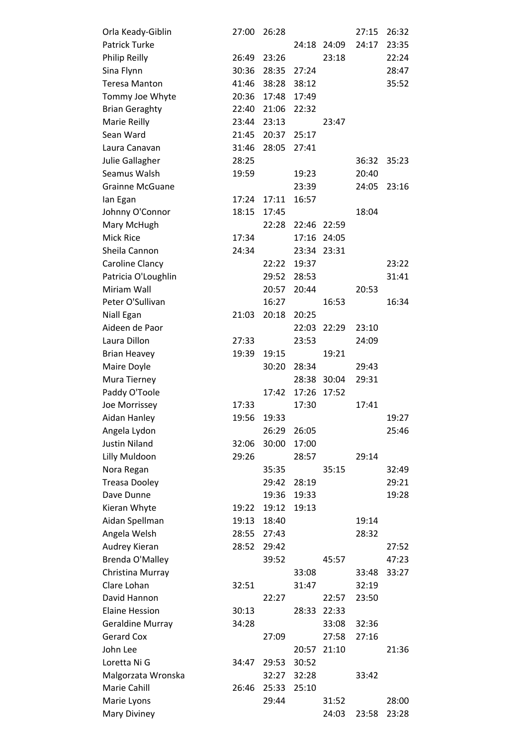| | | | | | | |
|---|---|---|---|---|---|---|
| Orla Keady-Giblin | 27:00 | 26:28 | | | 27:15 | 26:32 |
| Patrick Turke | | | 24:18 | 24:09 | 24:17 | 23:35 |
| Philip Reilly | 26:49 | 23:26 | | 23:18 | | 22:24 |
| Sina Flynn | 30:36 | 28:35 | 27:24 | | | 28:47 |
| Teresa Manton | 41:46 | 38:28 | 38:12 | | | 35:52 |
| Tommy Joe Whyte | 20:36 | 17:48 | 17:49 | | | |
| Brian Geraghty | 22:40 | 21:06 | 22:32 | | | |
| Marie Reilly | 23:44 | 23:13 | | 23:47 | | |
| Sean Ward | 21:45 | 20:37 | 25:17 | | | |
| Laura Canavan | 31:46 | 28:05 | 27:41 | | | |
| Julie Gallagher | 28:25 | | | | 36:32 | 35:23 |
| Seamus Walsh | 19:59 | | 19:23 | | 20:40 | |
| Grainne McGuane | | | 23:39 | | 24:05 | 23:16 |
| Ian Egan | 17:24 | 17:11 | 16:57 | | | |
| Johnny O'Connor | 18:15 | 17:45 | | | 18:04 | |
| Mary McHugh | | 22:28 | 22:46 | 22:59 | | |
| Mick Rice | 17:34 | | 17:16 | 24:05 | | |
| Sheila Cannon | 24:34 | | 23:34 | 23:31 | | |
| Caroline Clancy | | 22:22 | 19:37 | | | 23:22 |
| Patricia O'Loughlin | | 29:52 | 28:53 | | | 31:41 |
| Miriam Wall | | 20:57 | 20:44 | | 20:53 | |
| Peter O'Sullivan | | 16:27 | | 16:53 | | 16:34 |
| Niall Egan | 21:03 | 20:18 | 20:25 | | | |
| Aideen de Paor | | | 22:03 | 22:29 | 23:10 | |
| Laura Dillon | 27:33 | | 23:53 | | 24:09 | |
| Brian Heavey | 19:39 | 19:15 | | 19:21 | | |
| Maire Doyle | | 30:20 | 28:34 | | 29:43 | |
| Mura Tierney | | | 28:38 | 30:04 | 29:31 | |
| Paddy O'Toole | | 17:42 | 17:26 | 17:52 | | |
| Joe Morrissey | 17:33 | | 17:30 | | 17:41 | |
| Aidan Hanley | 19:56 | 19:33 | | | | 19:27 |
| Angela Lydon | | 26:29 | 26:05 | | | 25:46 |
| Justin Niland | 32:06 | 30:00 | 17:00 | | | |
| Lilly Muldoon | 29:26 | | 28:57 | | 29:14 | |
| Nora Regan | | 35:35 | | 35:15 | | 32:49 |
| Treasa Dooley | | 29:42 | 28:19 | | | 29:21 |
| Dave Dunne | | 19:36 | 19:33 | | | 19:28 |
| Kieran Whyte | 19:22 | 19:12 | 19:13 | | | |
| Aidan Spellman | 19:13 | 18:40 | | | 19:14 | |
| Angela Welsh | 28:55 | 27:43 | | | 28:32 | |
| Audrey Kieran | 28:52 | 29:42 | | | | 27:52 |
| Brenda O'Malley | | 39:52 | | 45:57 | | 47:23 |
| Christina Murray | | | 33:08 | | 33:48 | 33:27 |
| Clare Lohan | 32:51 | | 31:47 | | 32:19 | |
| David Hannon | | 22:27 | | 22:57 | 23:50 | |
| Elaine Hession | 30:13 | | 28:33 | 22:33 | | |
| Geraldine Murray | 34:28 | | | 33:08 | 32:36 | |
| Gerard Cox | | 27:09 | | 27:58 | 27:16 | |
| John Lee | | | 20:57 | 21:10 | | 21:36 |
| Loretta Ni G | 34:47 | 29:53 | 30:52 | | | |
| Malgorzata Wronska | | 32:27 | 32:28 | | 33:42 | |
| Marie Cahill | 26:46 | 25:33 | 25:10 | | | |
| Marie Lyons | | 29:44 | | 31:52 | | 28:00 |
| Mary Diviney | | | | 24:03 | 23:58 | 23:28 |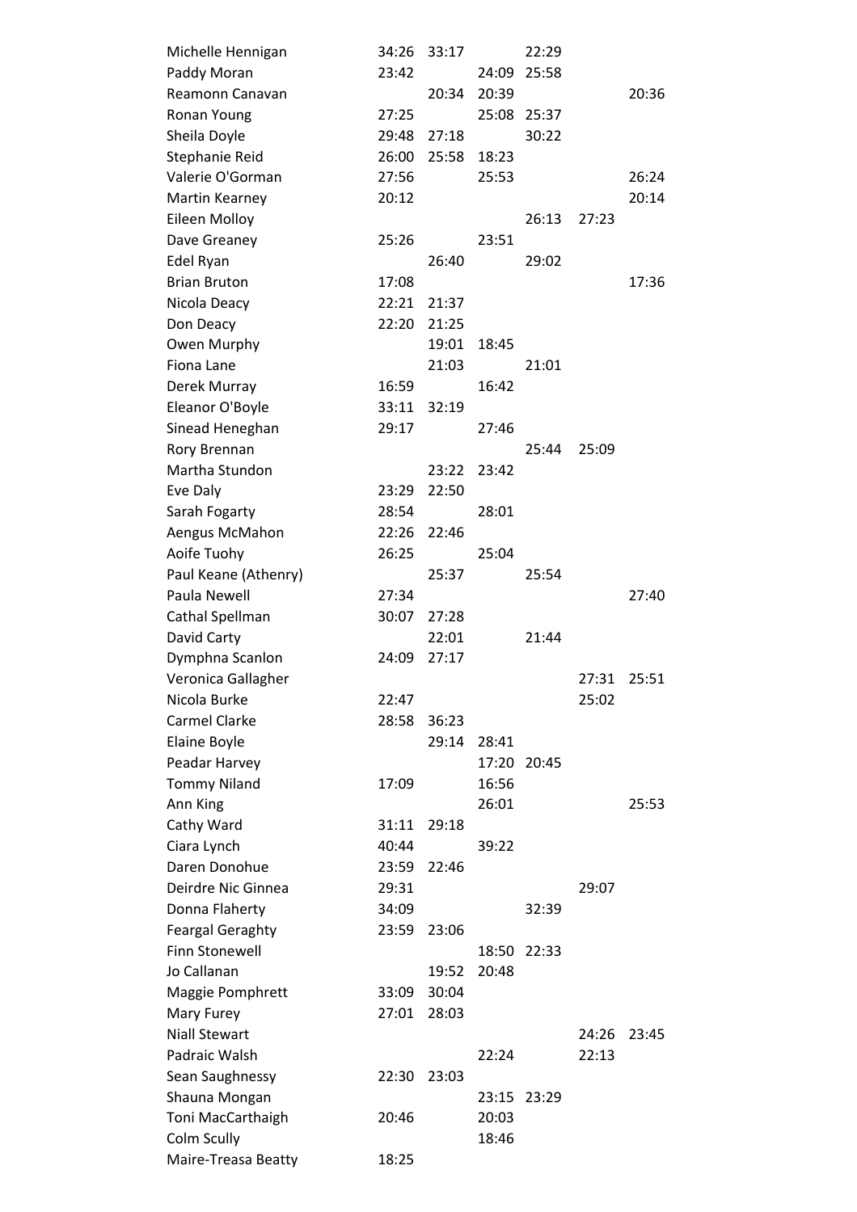| | | | | | | |
|---|---|---|---|---|---|---|
| Michelle Hennigan | 34:26 | 33:17 | | 22:29 | | |
| Paddy Moran | 23:42 | | 24:09 | 25:58 | | |
| Reamonn Canavan | | 20:34 | 20:39 | | | 20:36 |
| Ronan Young | 27:25 | | 25:08 | 25:37 | | |
| Sheila Doyle | 29:48 | 27:18 | | 30:22 | | |
| Stephanie Reid | 26:00 | 25:58 | 18:23 | | | |
| Valerie O'Gorman | 27:56 | | 25:53 | | | 26:24 |
| Martin Kearney | 20:12 | | | | | 20:14 |
| Eileen Molloy | | | | 26:13 | 27:23 | |
| Dave Greaney | 25:26 | | 23:51 | | | |
| Edel Ryan | | 26:40 | | 29:02 | | |
| Brian Bruton | 17:08 | | | | | 17:36 |
| Nicola Deacy | 22:21 | 21:37 | | | | |
| Don Deacy | 22:20 | 21:25 | | | | |
| Owen Murphy | | 19:01 | 18:45 | | | |
| Fiona Lane | | 21:03 | | 21:01 | | |
| Derek Murray | 16:59 | | 16:42 | | | |
| Eleanor O'Boyle | 33:11 | 32:19 | | | | |
| Sinead Heneghan | 29:17 | | 27:46 | | | |
| Rory Brennan | | | | 25:44 | 25:09 | |
| Martha Stundon | | 23:22 | 23:42 | | | |
| Eve Daly | 23:29 | 22:50 | | | | |
| Sarah Fogarty | 28:54 | | 28:01 | | | |
| Aengus McMahon | 22:26 | 22:46 | | | | |
| Aoife Tuohy | 26:25 | | 25:04 | | | |
| Paul Keane (Athenry) | | 25:37 | | 25:54 | | |
| Paula Newell | 27:34 | | | | | 27:40 |
| Cathal Spellman | 30:07 | 27:28 | | | | |
| David Carty | | 22:01 | | 21:44 | | |
| Dymphna Scanlon | 24:09 | 27:17 | | | | |
| Veronica Gallagher | | | | | 27:31 | 25:51 |
| Nicola Burke | 22:47 | | | | 25:02 | |
| Carmel Clarke | 28:58 | 36:23 | | | | |
| Elaine Boyle | | 29:14 | 28:41 | | | |
| Peadar Harvey | | | 17:20 | 20:45 | | |
| Tommy Niland | 17:09 | | 16:56 | | | |
| Ann King | | | 26:01 | | | 25:53 |
| Cathy Ward | 31:11 | 29:18 | | | | |
| Ciara Lynch | 40:44 | | 39:22 | | | |
| Daren Donohue | 23:59 | 22:46 | | | | |
| Deirdre Nic Ginnea | 29:31 | | | | 29:07 | |
| Donna Flaherty | 34:09 | | | 32:39 | | |
| Feargal Geraghty | 23:59 | 23:06 | | | | |
| Finn Stonewell | | | 18:50 | 22:33 | | |
| Jo Callanan | | 19:52 | 20:48 | | | |
| Maggie Pomphrett | 33:09 | 30:04 | | | | |
| Mary Furey | 27:01 | 28:03 | | | | |
| Niall Stewart | | | | | 24:26 | 23:45 |
| Padraic Walsh | | | 22:24 | | 22:13 | |
| Sean Saughnessy | 22:30 | 23:03 | | | | |
| Shauna Mongan | | | 23:15 | 23:29 | | |
| Toni MacCarthaigh | 20:46 | | 20:03 | | | |
| Colm Scully | | | 18:46 | | | |
| Maire-Treasa Beatty | 18:25 | | | | | |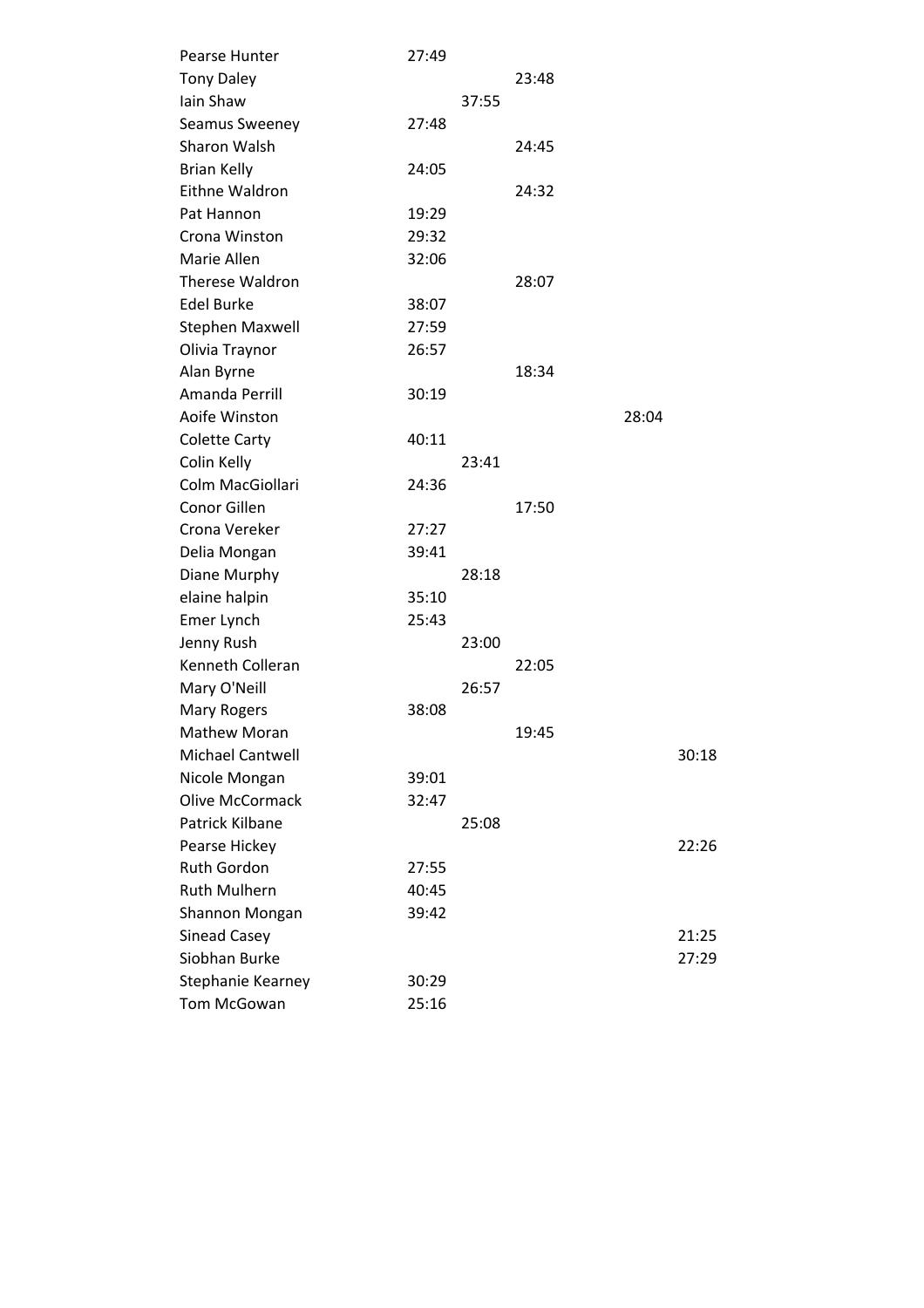| | | | | | |
|---|---|---|---|---|---|
| Pearse Hunter | 27:49 | | | | |
| Tony Daley | | | 23:48 | | |
| Iain Shaw | | 37:55 | | | |
| Seamus Sweeney | 27:48 | | | | |
| Sharon Walsh | | | 24:45 | | |
| Brian Kelly | 24:05 | | | | |
| Eithne Waldron | | | 24:32 | | |
| Pat Hannon | 19:29 | | | | |
| Crona Winston | 29:32 | | | | |
| Marie Allen | 32:06 | | | | |
| Therese Waldron | | | 28:07 | | |
| Edel Burke | 38:07 | | | | |
| Stephen Maxwell | 27:59 | | | | |
| Olivia Traynor | 26:57 | | | | |
| Alan Byrne | | | 18:34 | | |
| Amanda Perrill | 30:19 | | | | |
| Aoife Winston | | | | 28:04 | |
| Colette Carty | 40:11 | | | | |
| Colin Kelly | | 23:41 | | | |
| Colm MacGiollari | 24:36 | | | | |
| Conor Gillen | | | 17:50 | | |
| Crona Vereker | 27:27 | | | | |
| Delia Mongan | 39:41 | | | | |
| Diane Murphy | | 28:18 | | | |
| elaine halpin | 35:10 | | | | |
| Emer Lynch | 25:43 | | | | |
| Jenny Rush | | 23:00 | | | |
| Kenneth Colleran | | | 22:05 | | |
| Mary O'Neill | | 26:57 | | | |
| Mary Rogers | 38:08 | | | | |
| Mathew Moran | | | 19:45 | | |
| Michael Cantwell | | | | | 30:18 |
| Nicole Mongan | 39:01 | | | | |
| Olive McCormack | 32:47 | | | | |
| Patrick Kilbane | | 25:08 | | | |
| Pearse Hickey | | | | | 22:26 |
| Ruth Gordon | 27:55 | | | | |
| Ruth Mulhern | 40:45 | | | | |
| Shannon Mongan | 39:42 | | | | |
| Sinead Casey | | | | | 21:25 |
| Siobhan Burke | | | | | 27:29 |
| Stephanie Kearney | 30:29 | | | | |
| Tom McGowan | 25:16 | | | | |